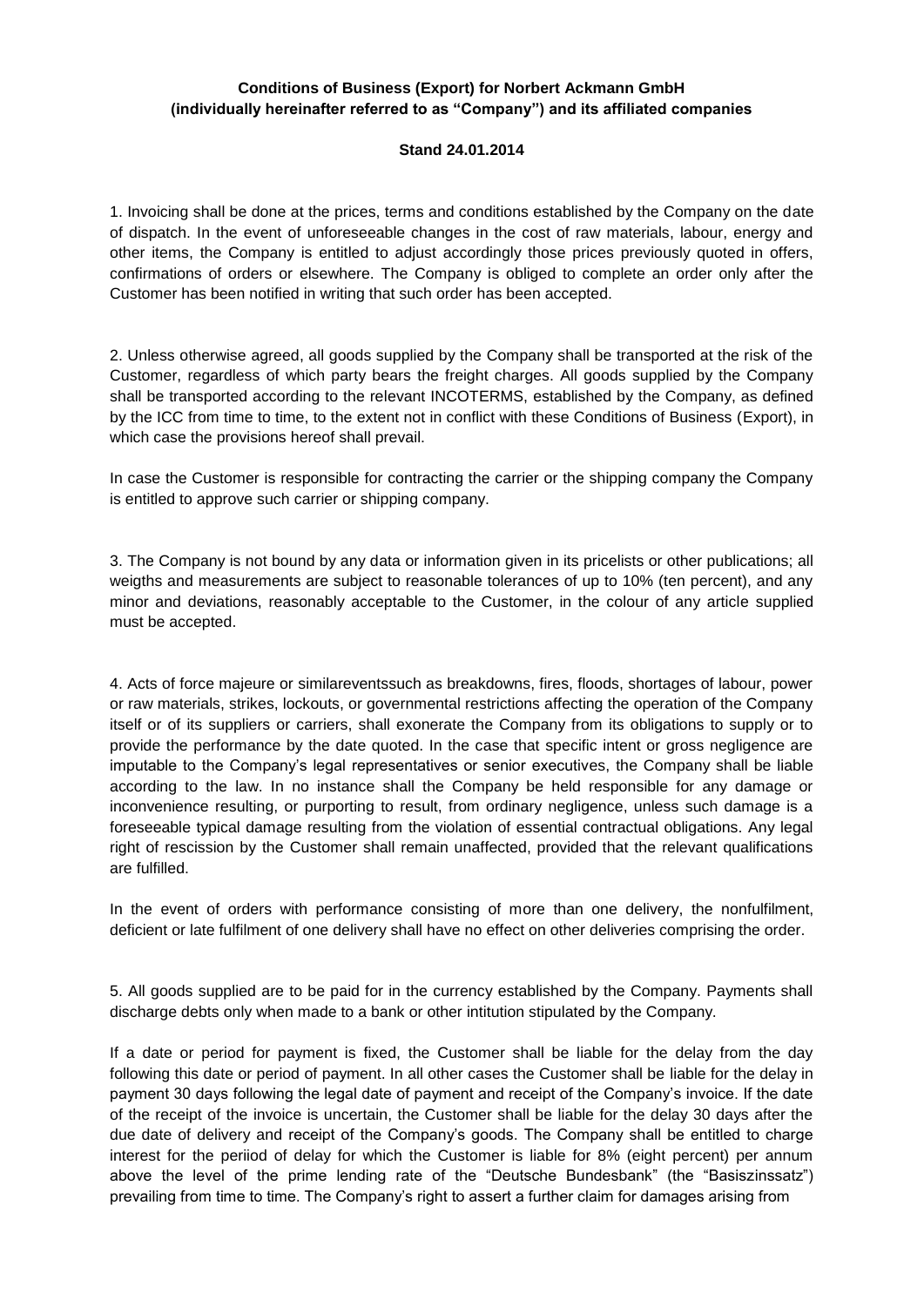**Conditions of Business (Export) for Norbert Ackmann GmbH (individually hereinafter referred to as "Company") and its affiliated companies**

**Stand 24.01.2014**

1. Invoicing shall be done at the prices, terms and conditions established by the Company on the date of dispatch. In the event of unforeseeable changes in the cost of raw materials, labour, energy and other items, the Company is entitled to adjust accordingly those prices previously quoted in offers, confirmations of orders or elsewhere. The Company is obliged to complete an order only after the Customer has been notified in writing that such order has been accepted.

2. Unless otherwise agreed, all goods supplied by the Company shall be transported at the risk of the Customer, regardless of which party bears the freight charges. All goods supplied by the Company shall be transported according to the relevant INCOTERMS, established by the Company, as defined by the ICC from time to time, to the extent not in conflict with these Conditions of Business (Export), in which case the provisions hereof shall prevail.

In case the Customer is responsible for contracting the carrier or the shipping company the Company is entitled to approve such carrier or shipping company.

3. The Company is not bound by any data or information given in its pricelists or other publications; all weigths and measurements are subject to reasonable tolerances of up to 10% (ten percent), and any minor and deviations, reasonably acceptable to the Customer, in the colour of any article supplied must be accepted.

4. Acts of force majeure or similareventssuch as breakdowns, fires, floods, shortages of labour, power or raw materials, strikes, lockouts, or governmental restrictions affecting the operation of the Company itself or of its suppliers or carriers, shall exonerate the Company from its obligations to supply or to provide the performance by the date quoted. In the case that specific intent or gross negligence are imputable to the Company's legal representatives or senior executives, the Company shall be liable according to the law. In no instance shall the Company be held responsible for any damage or inconvenience resulting, or purporting to result, from ordinary negligence, unless such damage is a foreseeable typical damage resulting from the violation of essential contractual obligations. Any legal right of rescission by the Customer shall remain unaffected, provided that the relevant qualifications are fulfilled.

In the event of orders with performance consisting of more than one delivery, the nonfulfilment, deficient or late fulfilment of one delivery shall have no effect on other deliveries comprising the order.

5. All goods supplied are to be paid for in the currency established by the Company. Payments shall discharge debts only when made to a bank or other intitution stipulated by the Company.

If a date or period for payment is fixed, the Customer shall be liable for the delay from the day following this date or period of payment. In all other cases the Customer shall be liable for the delay in payment 30 days following the legal date of payment and receipt of the Company's invoice. If the date of the receipt of the invoice is uncertain, the Customer shall be liable for the delay 30 days after the due date of delivery and receipt of the Company's goods. The Company shall be entitled to charge interest for the periiod of delay for which the Customer is liable for 8% (eight percent) per annum above the level of the prime lending rate of the "Deutsche Bundesbank" (the "Basiszinssatz") prevailing from time to time. The Company's right to assert a further claim for damages arising from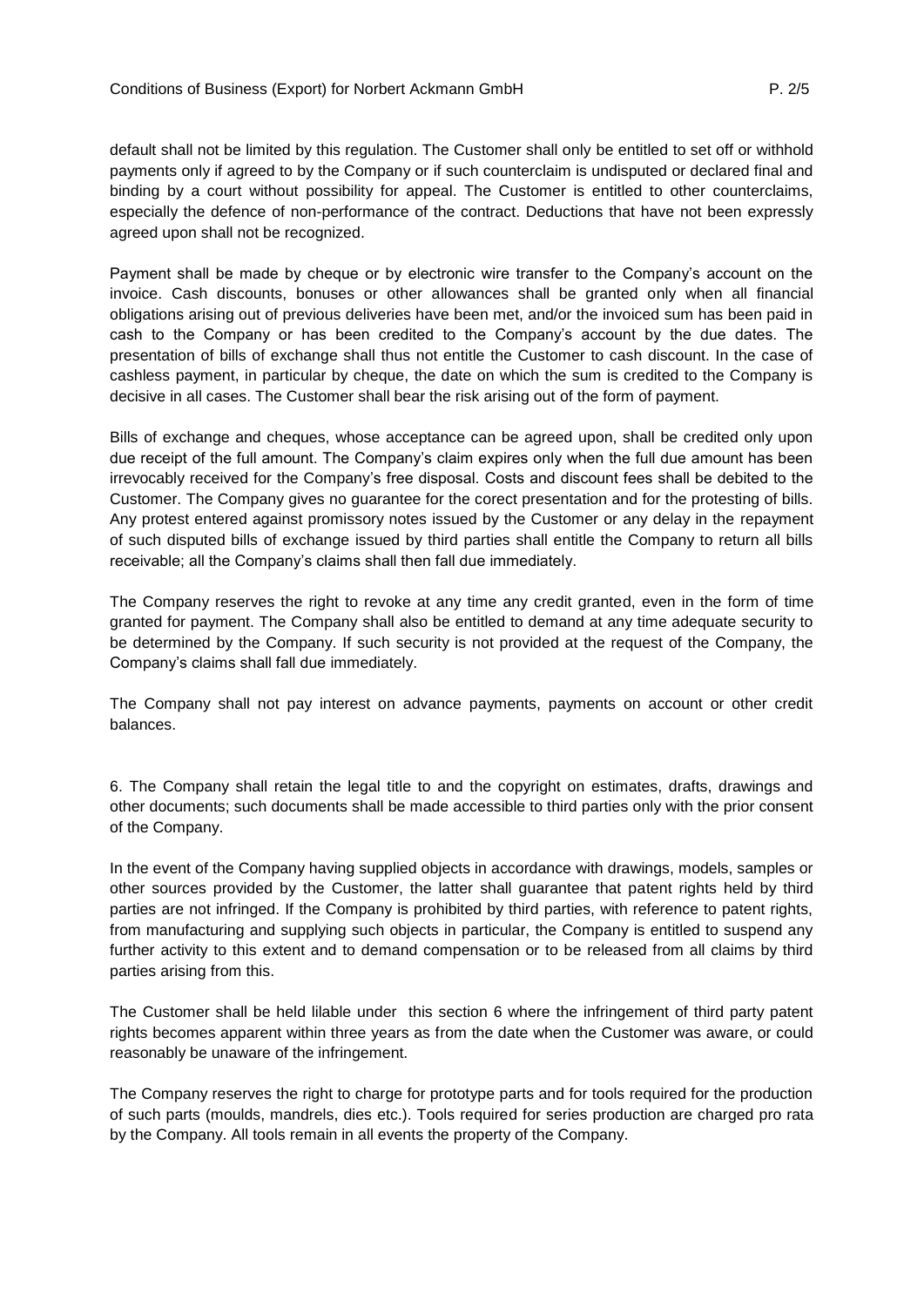default shall not be limited by this regulation. The Customer shall only be entitled to set off or withhold payments only if agreed to by the Company or if such counterclaim is undisputed or declared final and binding by a court without possibility for appeal. The Customer is entitled to other counterclaims, especially the defence of non-performance of the contract. Deductions that have not been expressly agreed upon shall not be recognized.

Payment shall be made by cheque or by electronic wire transfer to the Company's account on the invoice. Cash discounts, bonuses or other allowances shall be granted only when all financial obligations arising out of previous deliveries have been met, and/or the invoiced sum has been paid in cash to the Company or has been credited to the Company's account by the due dates. The presentation of bills of exchange shall thus not entitle the Customer to cash discount. In the case of cashless payment, in particular by cheque, the date on which the sum is credited to the Company is decisive in all cases. The Customer shall bear the risk arising out of the form of payment.

Bills of exchange and cheques, whose acceptance can be agreed upon, shall be credited only upon due receipt of the full amount. The Company's claim expires only when the full due amount has been irrevocably received for the Company's free disposal. Costs and discount fees shall be debited to the Customer. The Company gives no guarantee for the corect presentation and for the protesting of bills. Any protest entered against promissory notes issued by the Customer or any delay in the repayment of such disputed bills of exchange issued by third parties shall entitle the Company to return all bills receivable; all the Company's claims shall then fall due immediately.

The Company reserves the right to revoke at any time any credit granted, even in the form of time granted for payment. The Company shall also be entitled to demand at any time adequate security to be determined by the Company. If such security is not provided at the request of the Company, the Company's claims shall fall due immediately.

The Company shall not pay interest on advance payments, payments on account or other credit balances.

6. The Company shall retain the legal title to and the copyright on estimates, drafts, drawings and other documents; such documents shall be made accessible to third parties only with the prior consent of the Company.

In the event of the Company having supplied objects in accordance with drawings, models, samples or other sources provided by the Customer, the latter shall guarantee that patent rights held by third parties are not infringed. If the Company is prohibited by third parties, with reference to patent rights, from manufacturing and supplying such objects in particular, the Company is entitled to suspend any further activity to this extent and to demand compensation or to be released from all claims by third parties arising from this.

The Customer shall be held lilable under this section 6 where the infringement of third party patent rights becomes apparent within three years as from the date when the Customer was aware, or could reasonably be unaware of the infringement.

The Company reserves the right to charge for prototype parts and for tools required for the production of such parts (moulds, mandrels, dies etc.). Tools required for series production are charged pro rata by the Company. All tools remain in all events the property of the Company.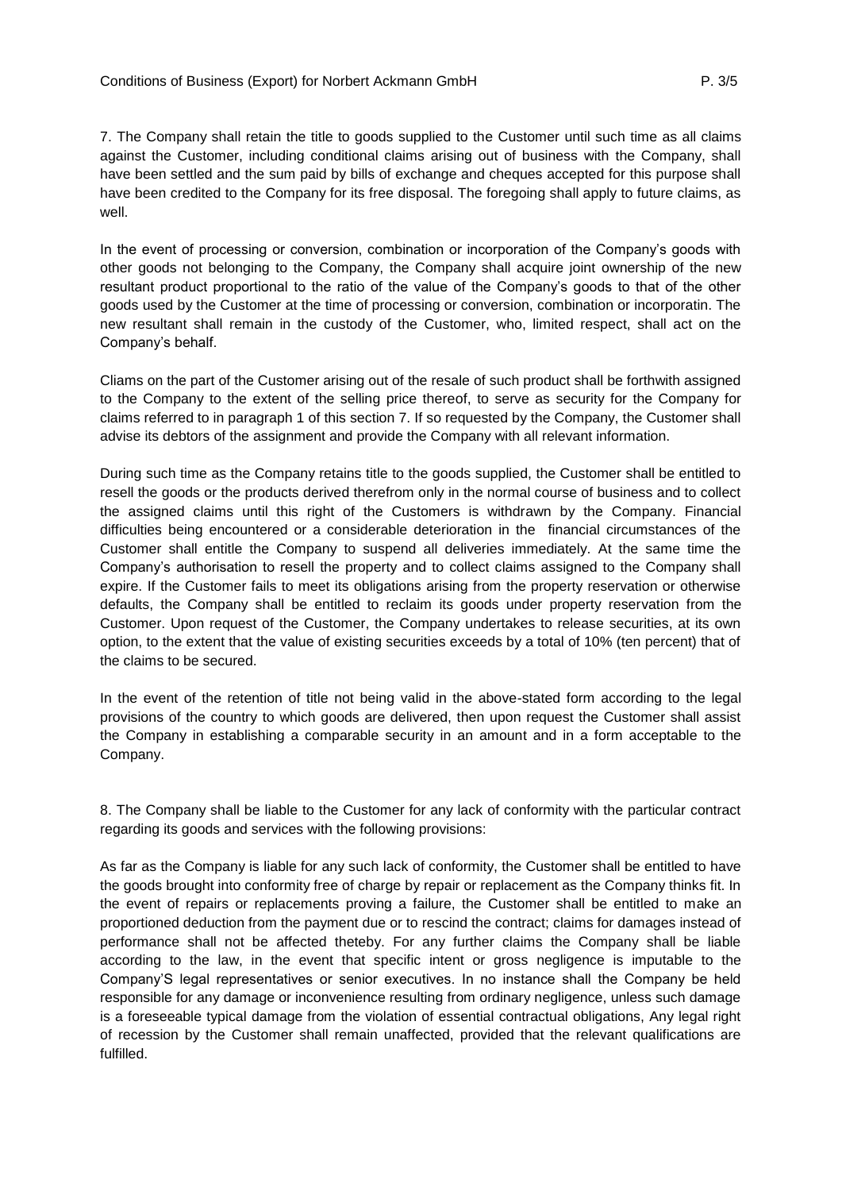7. The Company shall retain the title to goods supplied to the Customer until such time as all claims against the Customer, including conditional claims arising out of business with the Company, shall have been settled and the sum paid by bills of exchange and cheques accepted for this purpose shall have been credited to the Company for its free disposal. The foregoing shall apply to future claims, as well.

In the event of processing or conversion, combination or incorporation of the Company's goods with other goods not belonging to the Company, the Company shall acquire joint ownership of the new resultant product proportional to the ratio of the value of the Company's goods to that of the other goods used by the Customer at the time of processing or conversion, combination or incorporatin. The new resultant shall remain in the custody of the Customer, who, limited respect, shall act on the Company's behalf.

Cliams on the part of the Customer arising out of the resale of such product shall be forthwith assigned to the Company to the extent of the selling price thereof, to serve as security for the Company for claims referred to in paragraph 1 of this section 7. If so requested by the Company, the Customer shall advise its debtors of the assignment and provide the Company with all relevant information.

During such time as the Company retains title to the goods supplied, the Customer shall be entitled to resell the goods or the products derived therefrom only in the normal course of business and to collect the assigned claims until this right of the Customers is withdrawn by the Company. Financial difficulties being encountered or a considerable deterioration in the financial circumstances of the Customer shall entitle the Company to suspend all deliveries immediately. At the same time the Company's authorisation to resell the property and to collect claims assigned to the Company shall expire. If the Customer fails to meet its obligations arising from the property reservation or otherwise defaults, the Company shall be entitled to reclaim its goods under property reservation from the Customer. Upon request of the Customer, the Company undertakes to release securities, at its own option, to the extent that the value of existing securities exceeds by a total of 10% (ten percent) that of the claims to be secured.

In the event of the retention of title not being valid in the above-stated form according to the legal provisions of the country to which goods are delivered, then upon request the Customer shall assist the Company in establishing a comparable security in an amount and in a form acceptable to the Company.

8. The Company shall be liable to the Customer for any lack of conformity with the particular contract regarding its goods and services with the following provisions:

As far as the Company is liable for any such lack of conformity, the Customer shall be entitled to have the goods brought into conformity free of charge by repair or replacement as the Company thinks fit. In the event of repairs or replacements proving a failure, the Customer shall be entitled to make an proportioned deduction from the payment due or to rescind the contract; claims for damages instead of performance shall not be affected theteby. For any further claims the Company shall be liable according to the law, in the event that specific intent or gross negligence is imputable to the Company'S legal representatives or senior executives. In no instance shall the Company be held responsible for any damage or inconvenience resulting from ordinary negligence, unless such damage is a foreseeable typical damage from the violation of essential contractual obligations, Any legal right of recession by the Customer shall remain unaffected, provided that the relevant qualifications are fulfilled.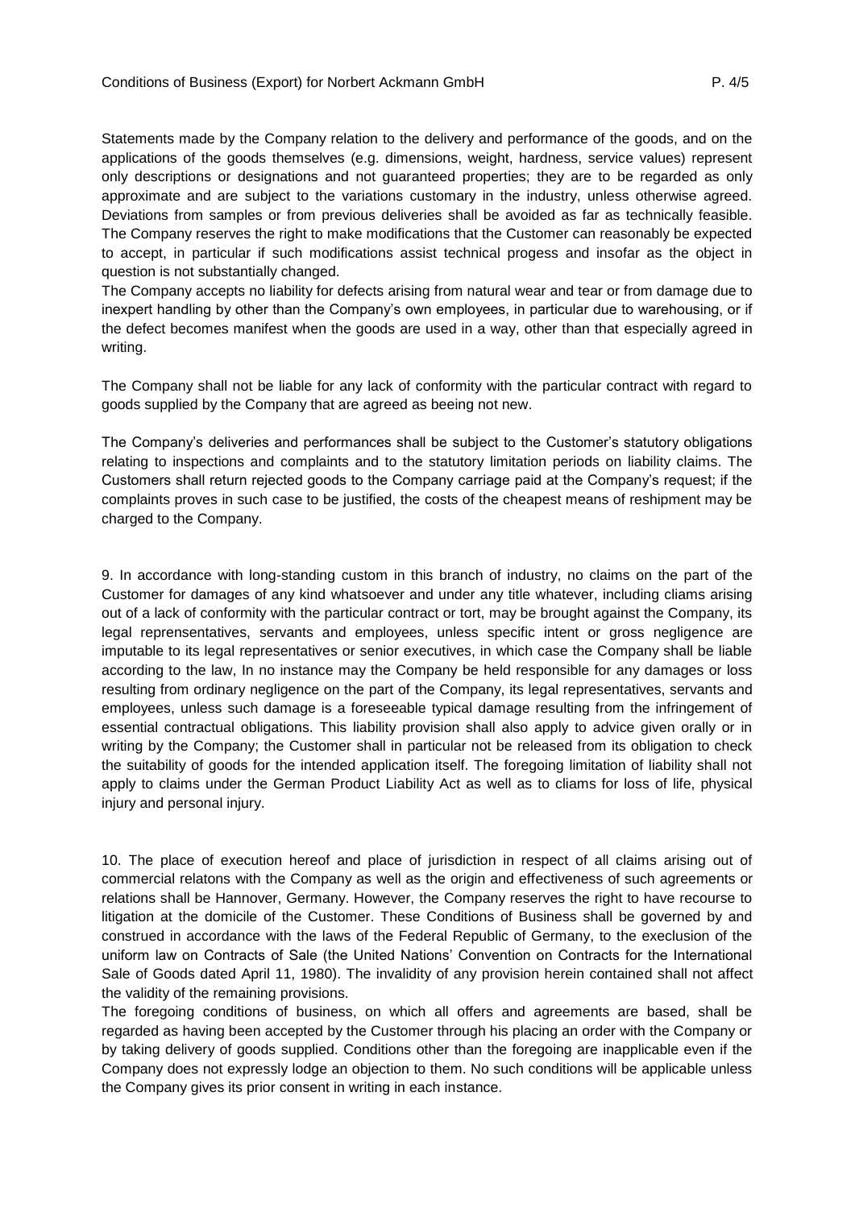Statements made by the Company relation to the delivery and performance of the goods, and on the applications of the goods themselves (e.g. dimensions, weight, hardness, service values) represent only descriptions or designations and not guaranteed properties; they are to be regarded as only approximate and are subject to the variations customary in the industry, unless otherwise agreed. Deviations from samples or from previous deliveries shall be avoided as far as technically feasible. The Company reserves the right to make modifications that the Customer can reasonably be expected to accept, in particular if such modifications assist technical progess and insofar as the object in question is not substantially changed.

The Company accepts no liability for defects arising from natural wear and tear or from damage due to inexpert handling by other than the Company's own employees, in particular due to warehousing, or if the defect becomes manifest when the goods are used in a way, other than that especially agreed in writing.

The Company shall not be liable for any lack of conformity with the particular contract with regard to goods supplied by the Company that are agreed as beeing not new.

The Company's deliveries and performances shall be subject to the Customer's statutory obligations relating to inspections and complaints and to the statutory limitation periods on liability claims. The Customers shall return rejected goods to the Company carriage paid at the Company's request; if the complaints proves in such case to be justified, the costs of the cheapest means of reshipment may be charged to the Company.

9. In accordance with long-standing custom in this branch of industry, no claims on the part of the Customer for damages of any kind whatsoever and under any title whatever, including cliams arising out of a lack of conformity with the particular contract or tort, may be brought against the Company, its legal reprensentatives, servants and employees, unless specific intent or gross negligence are imputable to its legal representatives or senior executives, in which case the Company shall be liable according to the law, In no instance may the Company be held responsible for any damages or loss resulting from ordinary negligence on the part of the Company, its legal representatives, servants and employees, unless such damage is a foreseeable typical damage resulting from the infringement of essential contractual obligations. This liability provision shall also apply to advice given orally or in writing by the Company; the Customer shall in particular not be released from its obligation to check the suitability of goods for the intended application itself. The foregoing limitation of liability shall not apply to claims under the German Product Liability Act as well as to cliams for loss of life, physical injury and personal injury.

10. The place of execution hereof and place of jurisdiction in respect of all claims arising out of commercial relatons with the Company as well as the origin and effectiveness of such agreements or relations shall be Hannover, Germany. However, the Company reserves the right to have recourse to litigation at the domicile of the Customer. These Conditions of Business shall be governed by and construed in accordance with the laws of the Federal Republic of Germany, to the execlusion of the uniform law on Contracts of Sale (the United Nations' Convention on Contracts for the International Sale of Goods dated April 11, 1980). The invalidity of any provision herein contained shall not affect the validity of the remaining provisions.

The foregoing conditions of business, on which all offers and agreements are based, shall be regarded as having been accepted by the Customer through his placing an order with the Company or by taking delivery of goods supplied. Conditions other than the foregoing are inapplicable even if the Company does not expressly lodge an objection to them. No such conditions will be applicable unless the Company gives its prior consent in writing in each instance.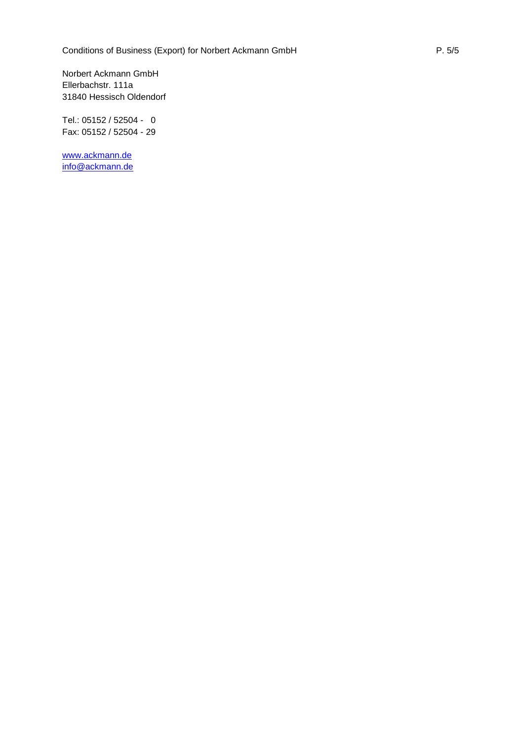Norbert Ackmann GmbH
Ellerbachstr. 111a
31840 Hessisch Oldendorf

Tel.: 05152 / 52504 - 0
Fax: 05152 / 52504 - 29

www.ackmann.de
info@ackmann.de